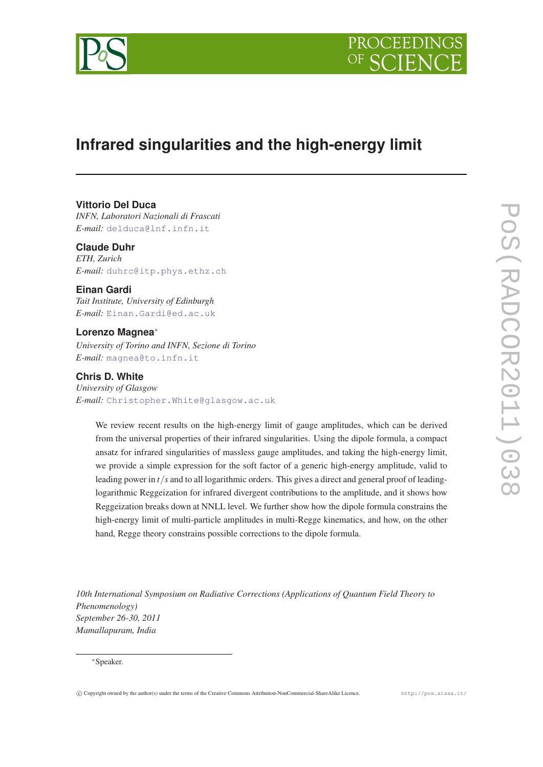# Infrared singularities and the high-energy limit

**Vittorio Del Duca**
*INFN, Laboratori Nazionali di Frascati*
*E-mail:* delduca@lnf.infn.it

**Claude Duhr**
*ETH, Zurich*
*E-mail:* duhrc@itp.phys.ethz.ch

**Einan Gardi**
*Tait Institute, University of Edinburgh*
*E-mail:* Einan.Gardi@ed.ac.uk

**Lorenzo Magnea***
*University of Torino and INFN, Sezione di Torino*
*E-mail:* magnea@to.infn.it

**Chris D. White**
*University of Glasgow*
*E-mail:* Christopher.White@glasgow.ac.uk

We review recent results on the high-energy limit of gauge amplitudes, which can be derived from the universal properties of their infrared singularities. Using the dipole formula, a compact ansatz for infrared singularities of massless gauge amplitudes, and taking the high-energy limit, we provide a simple expression for the soft factor of a generic high-energy amplitude, valid to leading power in $t/s$ and to all logarithmic orders. This gives a direct and general proof of leading-logarithmic Reggeization for infrared divergent contributions to the amplitude, and it shows how Reggeization breaks down at NNLL level. We further show how the dipole formula constrains the high-energy limit of multi-particle amplitudes in multi-Regge kinematics, and how, on the other hand, Regge theory constrains possible corrections to the dipole formula.

*10th International Symposium on Radiative Corrections (Applications of Quantum Field Theory to Phenomenology)*
*September 26-30, 2011*
*Mamallapuram, India*

*Speaker.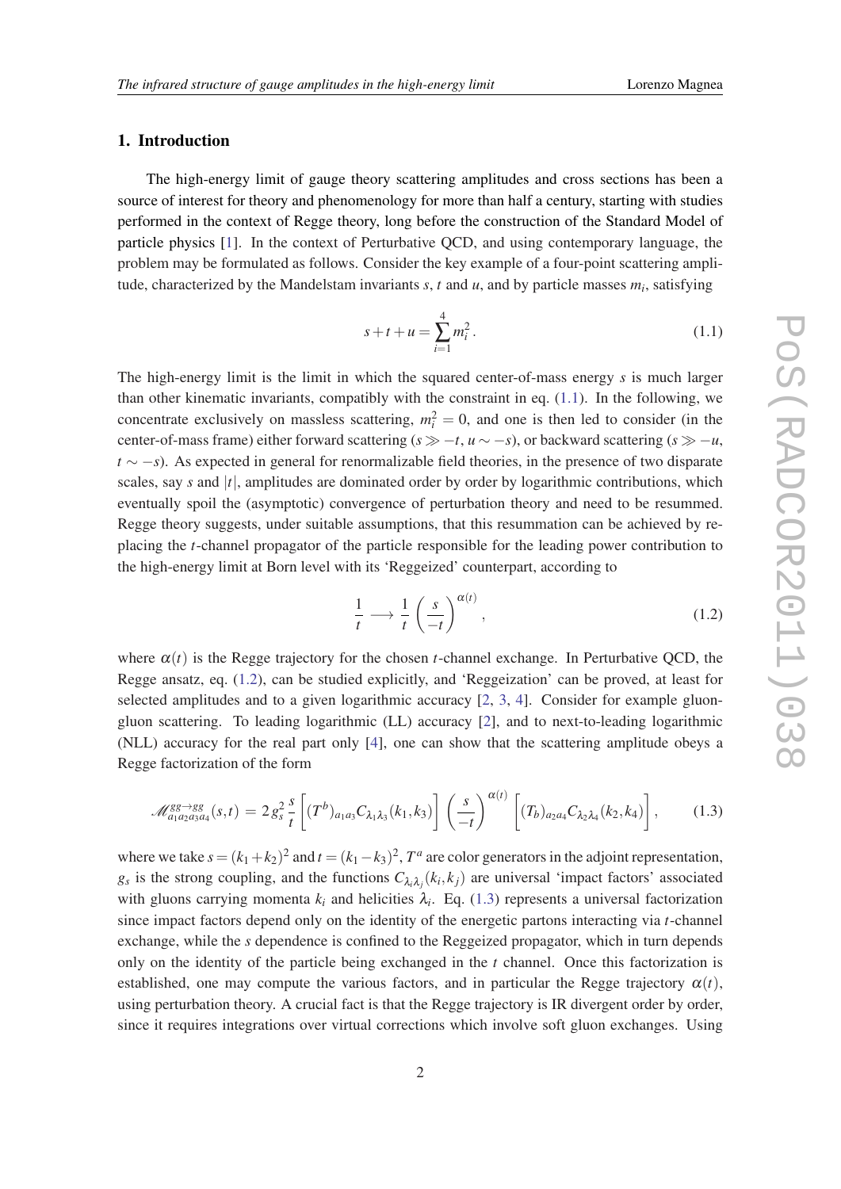## 1. Introduction

The high-energy limit of gauge theory scattering amplitudes and cross sections has been a source of interest for theory and phenomenology for more than half a century, starting with studies performed in the context of Regge theory, long before the construction of the Standard Model of particle physics [1]. In the context of Perturbative QCD, and using contemporary language, the problem may be formulated as follows. Consider the key example of a four-point scattering amplitude, characterized by the Mandelstam invariants $s$, $t$ and $u$, and by particle masses $m_i$, satisfying

$$s + t + u = \sum_{i=1}^{4} m_i^2 \, . \tag{1.1}$$

The high-energy limit is the limit in which the squared center-of-mass energy $s$ is much larger than other kinematic invariants, compatibly with the constraint in eq. (1.1). In the following, we concentrate exclusively on massless scattering, $m_i^2 = 0$, and one is then led to consider (in the center-of-mass frame) either forward scattering ($s \gg -t$, $u \sim -s$), or backward scattering ($s \gg -u$, $t \sim -s$). As expected in general for renormalizable field theories, in the presence of two disparate scales, say $s$ and $|t|$, amplitudes are dominated order by order by logarithmic contributions, which eventually spoil the (asymptotic) convergence of perturbation theory and need to be resummed. Regge theory suggests, under suitable assumptions, that this resummation can be achieved by replacing the $t$-channel propagator of the particle responsible for the leading power contribution to the high-energy limit at Born level with its 'Reggeized' counterpart, according to

$$\frac{1}{t} \longrightarrow \frac{1}{t} \left( \frac{s}{-t} \right)^{\alpha(t)} , \tag{1.2}$$

where $\alpha(t)$ is the Regge trajectory for the chosen $t$-channel exchange. In Perturbative QCD, the Regge ansatz, eq. (1.2), can be studied explicitly, and 'Reggeization' can be proved, at least for selected amplitudes and to a given logarithmic accuracy [2, 3, 4]. Consider for example gluon-gluon scattering. To leading logarithmic (LL) accuracy [2], and to next-to-leading logarithmic (NLL) accuracy for the real part only [4], one can show that the scattering amplitude obeys a Regge factorization of the form

$$\mathcal{M}^{gg \to gg}_{a_1 a_2 a_3 a_4}(s,t) = 2 g_s^2 \, \frac{s}{t} \left[ (T^b)_{a_1 a_3} C_{\lambda_1 \lambda_3}(k_1, k_3) \right] \left( \frac{s}{-t} \right)^{\alpha(t)} \left[ (T_b)_{a_2 a_4} C_{\lambda_2 \lambda_4}(k_2, k_4) \right] , \tag{1.3}$$

where we take $s = (k_1 + k_2)^2$ and $t = (k_1 - k_3)^2$, $T^a$ are color generators in the adjoint representation, $g_s$ is the strong coupling, and the functions $C_{\lambda_i \lambda_j}(k_i, k_j)$ are universal 'impact factors' associated with gluons carrying momenta $k_i$ and helicities $\lambda_i$. Eq. (1.3) represents a universal factorization since impact factors depend only on the identity of the energetic partons interacting via $t$-channel exchange, while the $s$ dependence is confined to the Reggeized propagator, which in turn depends only on the identity of the particle being exchanged in the $t$ channel. Once this factorization is established, one may compute the various factors, and in particular the Regge trajectory $\alpha(t)$, using perturbation theory. A crucial fact is that the Regge trajectory is IR divergent order by order, since it requires integrations over virtual corrections which involve soft gluon exchanges. Using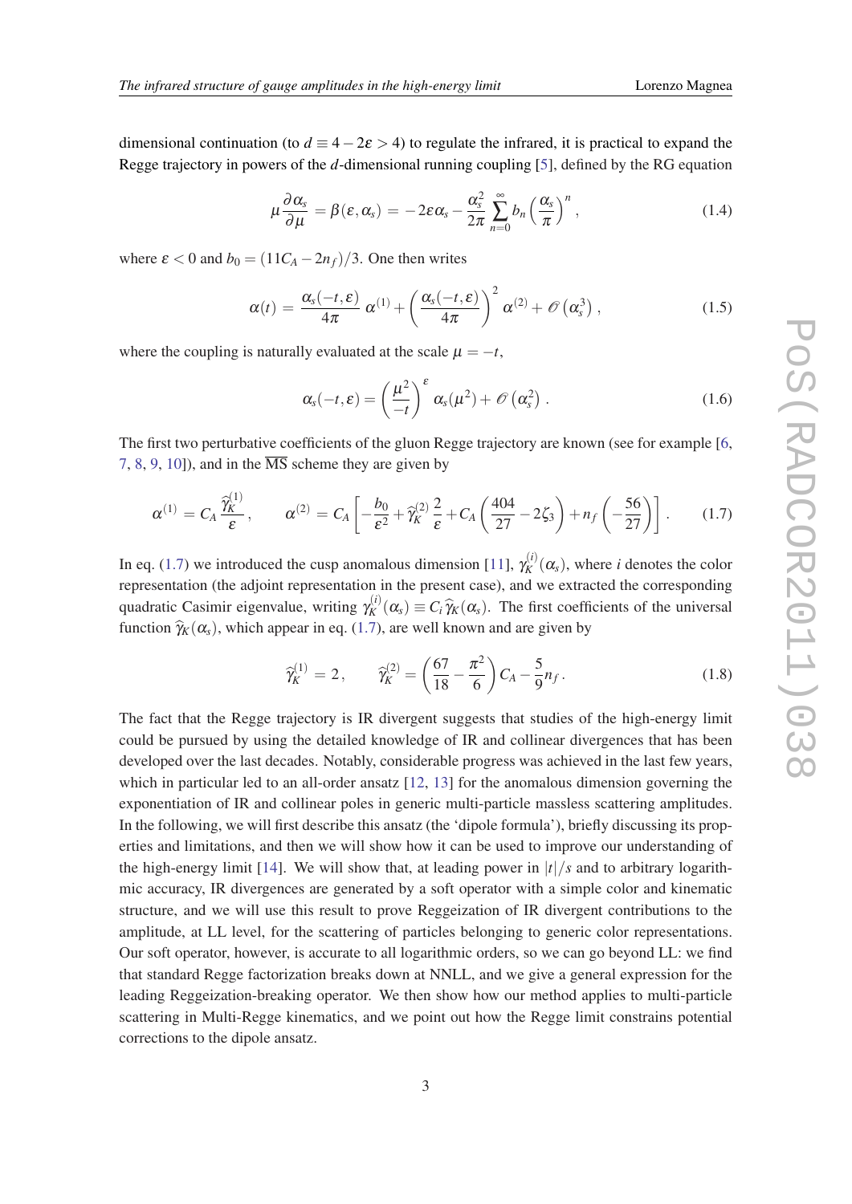dimensional continuation (to $d \equiv 4 - 2\varepsilon > 4$) to regulate the infrared, it is practical to expand the Regge trajectory in powers of the $d$-dimensional running coupling [5], defined by the RG equation

$$\mu \frac{\partial \alpha_s}{\partial \mu} = \beta(\varepsilon, \alpha_s) = -2\varepsilon \alpha_s - \frac{\alpha_s^2}{2\pi} \sum_{n=0}^{\infty} b_n \left( \frac{\alpha_s}{\pi} \right)^n , \tag{1.4}$$

where $\varepsilon < 0$ and $b_0 = (11 C_A - 2 n_f)/3$. One then writes

$$\alpha(t) = \frac{\alpha_s(-t, \varepsilon)}{4\pi} \, \alpha^{(1)} + \left( \frac{\alpha_s(-t, \varepsilon)}{4\pi} \right)^2 \alpha^{(2)} + \mathscr{O}\left(\alpha_s^3\right) , \tag{1.5}$$

where the coupling is naturally evaluated at the scale $\mu = -t$,

$$\alpha_s(-t, \varepsilon) = \left( \frac{\mu^2}{-t} \right)^{\varepsilon} \alpha_s(\mu^2) + \mathscr{O}\left(\alpha_s^2\right) . \tag{1.6}$$

The first two perturbative coefficients of the gluon Regge trajectory are known (see for example [6, 7, 8, 9, 10]), and in the $\overline{\rm MS}$ scheme they are given by

$$\alpha^{(1)} = C_A \frac{\widehat{\gamma}_K^{(1)}}{\varepsilon} , \qquad \alpha^{(2)} = C_A \left[ -\frac{b_0}{\varepsilon^2} + \widehat{\gamma}_K^{(2)} \frac{2}{\varepsilon} + C_A \left( \frac{404}{27} - 2\zeta_3 \right) + n_f \left( -\frac{56}{27} \right) \right] . \tag{1.7}$$

In eq. (1.7) we introduced the cusp anomalous dimension [11], $\gamma_K^{(i)}(\alpha_s)$, where $i$ denotes the color representation (the adjoint representation in the present case), and we extracted the corresponding quadratic Casimir eigenvalue, writing $\gamma_K^{(i)}(\alpha_s) \equiv C_i \, \widehat{\gamma}_K(\alpha_s)$. The first coefficients of the universal function $\widehat{\gamma}_K(\alpha_s)$, which appear in eq. (1.7), are well known and are given by

$$\widehat{\gamma}_K^{(1)} = 2 , \qquad \widehat{\gamma}_K^{(2)} = \left( \frac{67}{18} - \frac{\pi^2}{6} \right) C_A - \frac{5}{9} n_f . \tag{1.8}$$

The fact that the Regge trajectory is IR divergent suggests that studies of the high-energy limit could be pursued by using the detailed knowledge of IR and collinear divergences that has been developed over the last decades. Notably, considerable progress was achieved in the last few years, which in particular led to an all-order ansatz [12, 13] for the anomalous dimension governing the exponentiation of IR and collinear poles in generic multi-particle massless scattering amplitudes. In the following, we will first describe this ansatz (the 'dipole formula'), briefly discussing its properties and limitations, and then we will show how it can be used to improve our understanding of the high-energy limit [14]. We will show that, at leading power in $|t|/s$ and to arbitrary logarithmic accuracy, IR divergences are generated by a soft operator with a simple color and kinematic structure, and we will use this result to prove Reggeization of IR divergent contributions to the amplitude, at LL level, for the scattering of particles belonging to generic color representations. Our soft operator, however, is accurate to all logarithmic orders, so we can go beyond LL: we find that standard Regge factorization breaks down at NNLL, and we give a general expression for the leading Reggeization-breaking operator. We then show how our method applies to multi-particle scattering in Multi-Regge kinematics, and we point out how the Regge limit constrains potential corrections to the dipole ansatz.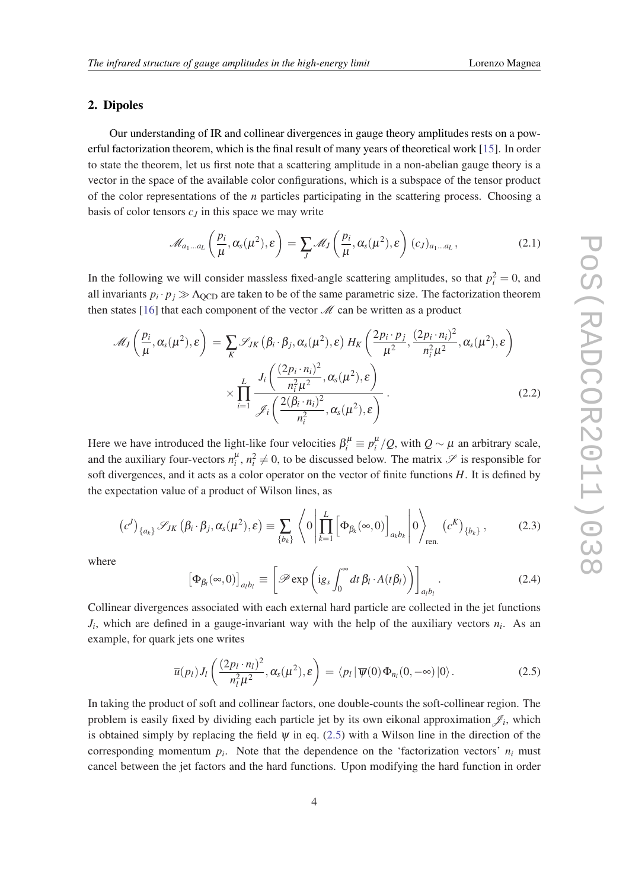## 2. Dipoles

Our understanding of IR and collinear divergences in gauge theory amplitudes rests on a powerful factorization theorem, which is the final result of many years of theoretical work [15]. In order to state the theorem, let us first note that a scattering amplitude in a non-abelian gauge theory is a vector in the space of the available color configurations, which is a subspace of the tensor product of the color representations of the $n$ particles participating in the scattering process. Choosing a basis of color tensors $c_J$ in this space we may write

$$\mathscr{M}_{a_1 \ldots a_L}\left(\frac{p_i}{\mu}, \alpha_s(\mu^2), \varepsilon\right) = \sum_J \mathscr{M}_J\left(\frac{p_i}{\mu}, \alpha_s(\mu^2), \varepsilon\right) (c_J)_{a_1 \ldots a_L}, \tag{2.1}$$

In the following we will consider massless fixed-angle scattering amplitudes, so that $p_i^2 = 0$, and all invariants $p_i \cdot p_j \gg \Lambda_{\rm QCD}$ are taken to be of the same parametric size. The factorization theorem then states [16] that each component of the vector $\mathscr{M}$ can be written as a product

$$\mathscr{M}_J\left(\frac{p_i}{\mu}, \alpha_s(\mu^2), \varepsilon\right) = \sum_K \mathscr{S}_{JK}\left(\beta_i \cdot \beta_j, \alpha_s(\mu^2), \varepsilon\right) H_K\left(\frac{2 p_i \cdot p_j}{\mu^2}, \frac{(2 p_i \cdot n_i)^2}{n_i^2 \mu^2}, \alpha_s(\mu^2), \varepsilon\right)$$
$$\times \prod_{i=1}^{L} \frac{J_i\left(\dfrac{(2 p_i \cdot n_i)^2}{n_i^2 \mu^2}, \alpha_s(\mu^2), \varepsilon\right)}{\mathscr{J}_i\left(\dfrac{2(\beta_i \cdot n_i)^2}{n_i^2}, \alpha_s(\mu^2), \varepsilon\right)}. \tag{2.2}$$

Here we have introduced the light-like four velocities $\beta_i^\mu \equiv p_i^\mu / Q$, with $Q \sim \mu$ an arbitrary scale, and the auxiliary four-vectors $n_i^\mu$, $n_i^2 \neq 0$, to be discussed below. The matrix $\mathscr{S}$ is responsible for soft divergences, and it acts as a color operator on the vector of finite functions $H$. It is defined by the expectation value of a product of Wilson lines, as

$$\left(c^J\right)_{\{a_k\}} \mathscr{S}_{JK}\left(\beta_i \cdot \beta_j, \alpha_s(\mu^2), \varepsilon\right) \equiv \sum_{\{b_k\}} \left\langle 0 \left| \prod_{k=1}^{L} \Big[ \Phi_{\beta_k}(\infty, 0) \Big]_{a_k b_k} \right| 0 \right\rangle_{\rm ren.} \left(c^K\right)_{\{b_k\}}, \tag{2.3}$$

where

$$\left[\Phi_{\beta_l}(\infty, 0)\right]_{a_l b_l} \equiv \left[\mathscr{P} \exp\left( {\rm i} g_s \int_0^\infty dt \, \beta_l \cdot A(t \beta_l)\right)\right]_{a_l b_l}. \tag{2.4}$$

Collinear divergences associated with each external hard particle are collected in the jet functions $J_i$, which are defined in a gauge-invariant way with the help of the auxiliary vectors $n_i$. As an example, for quark jets one writes

$$\overline{u}(p_l) J_l\left(\frac{(2 p_l \cdot n_l)^2}{n_l^2 \mu^2}, \alpha_s(\mu^2), \varepsilon\right) = \langle p_l \,|\, \overline{\psi}(0) \, \Phi_{n_l}(0, -\infty) \,|0\rangle. \tag{2.5}$$

In taking the product of soft and collinear factors, one double-counts the soft-collinear region. The problem is easily fixed by dividing each particle jet by its own eikonal approximation $\mathscr{J}_i$, which is obtained simply by replacing the field $\psi$ in eq. (2.5) with a Wilson line in the direction of the corresponding momentum $p_i$. Note that the dependence on the 'factorization vectors' $n_i$ must cancel between the jet factors and the hard functions. Upon modifying the hard function in order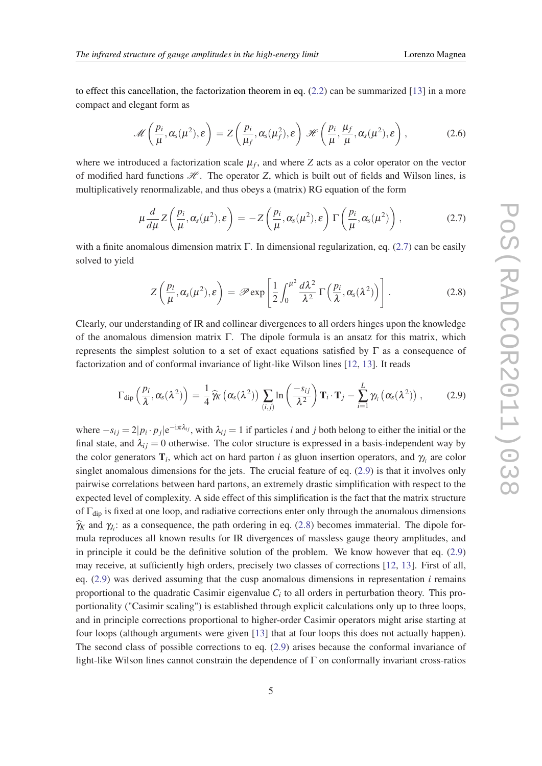to effect this cancellation, the factorization theorem in eq. (2.2) can be summarized [13] in a more compact and elegant form as

$$\mathscr{M}\left(\frac{p_i}{\mu}, \alpha_s(\mu^2), \varepsilon\right) = Z\left(\frac{p_i}{\mu_f}, \alpha_s(\mu_f^2), \varepsilon\right) \mathscr{H}\left(\frac{p_i}{\mu}, \frac{\mu_f}{\mu}, \alpha_s(\mu^2), \varepsilon\right), \tag{2.6}$$

where we introduced a factorization scale $\mu_f$, and where $Z$ acts as a color operator on the vector of modified hard functions $\mathscr{H}$. The operator $Z$, which is built out of fields and Wilson lines, is multiplicatively renormalizable, and thus obeys a (matrix) RG equation of the form

$$\mu \frac{d}{d\mu} Z\left(\frac{p_i}{\mu}, \alpha_s(\mu^2), \varepsilon\right) = -Z\left(\frac{p_i}{\mu}, \alpha_s(\mu^2), \varepsilon\right) \Gamma\left(\frac{p_i}{\mu}, \alpha_s(\mu^2)\right), \tag{2.7}$$

with a finite anomalous dimension matrix $\Gamma$. In dimensional regularization, eq. (2.7) can be easily solved to yield

$$Z\left(\frac{p_l}{\mu}, \alpha_s(\mu^2), \varepsilon\right) = \mathscr{P} \exp\left[\frac{1}{2}\int_0^{\mu^2} \frac{d\lambda^2}{\lambda^2} \, \Gamma\left(\frac{p_i}{\lambda}, \alpha_s(\lambda^2)\right)\right]. \tag{2.8}$$

Clearly, our understanding of IR and collinear divergences to all orders hinges upon the knowledge of the anomalous dimension matrix $\Gamma$. The dipole formula is an ansatz for this matrix, which represents the simplest solution to a set of exact equations satisfied by $\Gamma$ as a consequence of factorization and of conformal invariance of light-like Wilson lines [12, 13]. It reads

$$\Gamma_{\rm dip}\left(\frac{p_i}{\lambda}, \alpha_s(\lambda^2)\right) = \frac{1}{4}\,\widehat{\gamma}_K\left(\alpha_s(\lambda^2)\right) \sum_{(i,j)} \ln\left(\frac{-s_{ij}}{\lambda^2}\right) \mathbf{T}_i \cdot \mathbf{T}_j - \sum_{i=1}^{L} \gamma_{J_i}\left(\alpha_s(\lambda^2)\right), \tag{2.9}$$

where $-s_{ij} = 2|p_i \cdot p_j| {\rm e}^{-{\rm i}\pi\lambda_{ij}}$, with $\lambda_{ij} = 1$ if particles $i$ and $j$ both belong to either the initial or the final state, and $\lambda_{ij} = 0$ otherwise. The color structure is expressed in a basis-independent way by the color generators $\mathbf{T}_i$, which act on hard parton $i$ as gluon insertion operators, and $\gamma_{J_i}$ are color singlet anomalous dimensions for the jets. The crucial feature of eq. (2.9) is that it involves only pairwise correlations between hard partons, an extremely drastic simplification with respect to the expected level of complexity. A side effect of this simplification is the fact that the matrix structure of $\Gamma_{\rm dip}$ is fixed at one loop, and radiative corrections enter only through the anomalous dimensions $\widehat{\gamma}_K$ and $\gamma_{J_i}$: as a consequence, the path ordering in eq. (2.8) becomes immaterial. The dipole formula reproduces all known results for IR divergences of massless gauge theory amplitudes, and in principle it could be the definitive solution of the problem. We know however that eq. (2.9) may receive, at sufficiently high orders, precisely two classes of corrections [12, 13]. First of all, eq. (2.9) was derived assuming that the cusp anomalous dimensions in representation $i$ remains proportional to the quadratic Casimir eigenvalue $C_i$ to all orders in perturbation theory. This proportionality ("Casimir scaling") is established through explicit calculations only up to three loops, and in principle corrections proportional to higher-order Casimir operators might arise starting at four loops (although arguments were given [13] that at four loops this does not actually happen). The second class of possible corrections to eq. (2.9) arises because the conformal invariance of light-like Wilson lines cannot constrain the dependence of $\Gamma$ on conformally invariant cross-ratios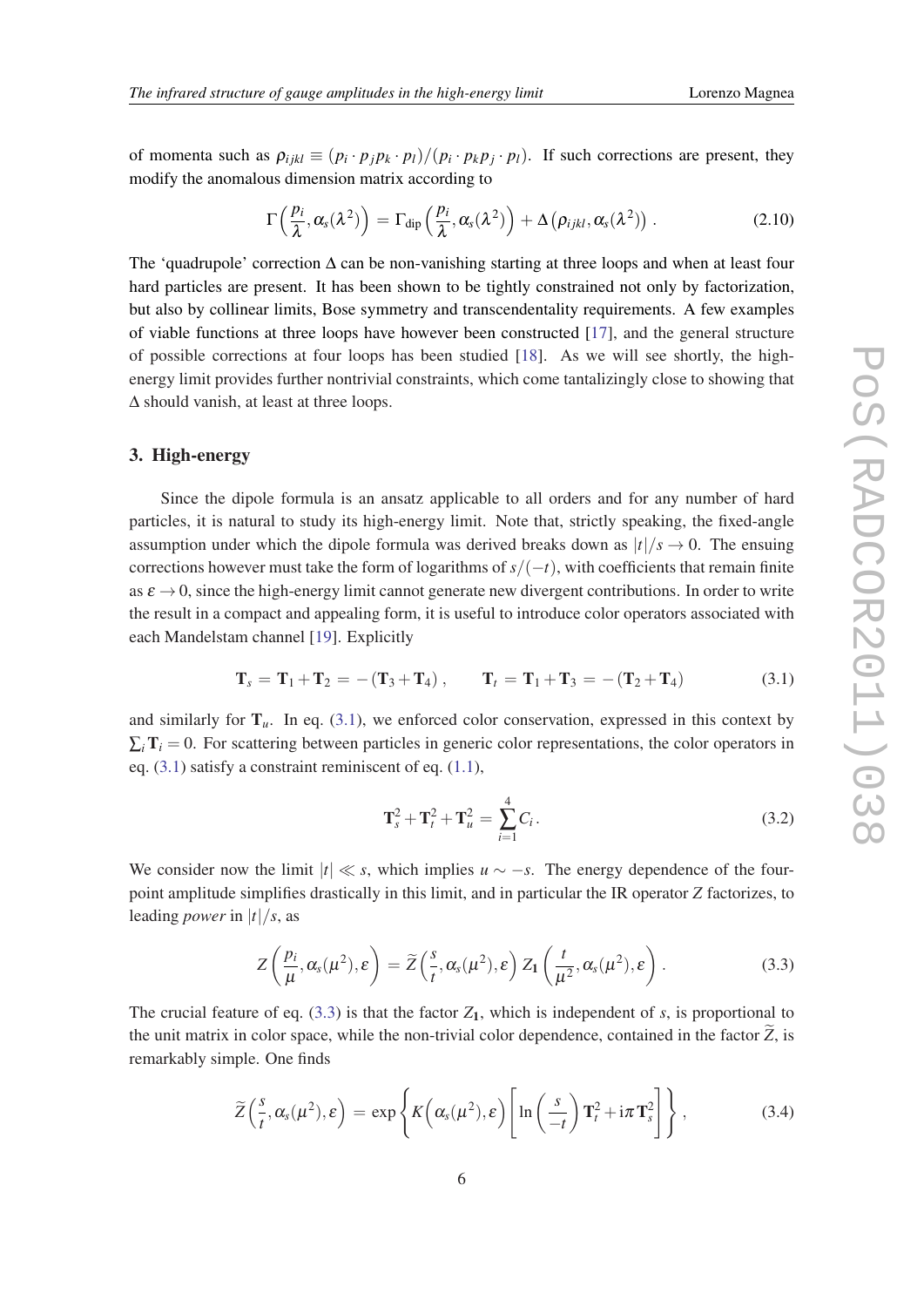of momenta such as $\rho_{ijkl} \equiv (p_i \cdot p_j p_k \cdot p_l)/(p_i \cdot p_k p_j \cdot p_l)$. If such corrections are present, they modify the anomalous dimension matrix according to

$$\Gamma\Big(\frac{p_i}{\lambda}, \alpha_s(\lambda^2)\Big) = \Gamma_{\rm dip}\Big(\frac{p_i}{\lambda}, \alpha_s(\lambda^2)\Big) + \Delta\big(\rho_{ijkl}, \alpha_s(\lambda^2)\big) \, . \tag{2.10}$$

The 'quadrupole' correction $\Delta$ can be non-vanishing starting at three loops and when at least four hard particles are present. It has been shown to be tightly constrained not only by factorization, but also by collinear limits, Bose symmetry and transcendentality requirements. A few examples of viable functions at three loops have however been constructed [17], and the general structure of possible corrections at four loops has been studied [18]. As we will see shortly, the high-energy limit provides further nontrivial constraints, which come tantalizingly close to showing that $\Delta$ should vanish, at least at three loops.

## 3. High-energy

Since the dipole formula is an ansatz applicable to all orders and for any number of hard particles, it is natural to study its high-energy limit. Note that, strictly speaking, the fixed-angle assumption under which the dipole formula was derived breaks down as $|t|/s \to 0$. The ensuing corrections however must take the form of logarithms of $s/(-t)$, with coefficients that remain finite as $\epsilon \to 0$, since the high-energy limit cannot generate new divergent contributions. In order to write the result in a compact and appealing form, it is useful to introduce color operators associated with each Mandelstam channel [19]. Explicitly

$$\mathbf{T}_s = \mathbf{T}_1 + \mathbf{T}_2 = - (\mathbf{T}_3 + \mathbf{T}_4) \, , \qquad \mathbf{T}_t = \mathbf{T}_1 + \mathbf{T}_3 = - (\mathbf{T}_2 + \mathbf{T}_4) \tag{3.1}$$

and similarly for $\mathbf{T}_u$. In eq. (3.1), we enforced color conservation, expressed in this context by $\sum_i \mathbf{T}_i = 0$. For scattering between particles in generic color representations, the color operators in eq. (3.1) satisfy a constraint reminiscent of eq. (1.1),

$$\mathbf{T}_s^2 + \mathbf{T}_t^2 + \mathbf{T}_u^2 = \sum_{i=1}^{4} C_i \, . \tag{3.2}$$

We consider now the limit $|t| \ll s$, which implies $u \sim -s$. The energy dependence of the four-point amplitude simplifies drastically in this limit, and in particular the IR operator $Z$ factorizes, to leading *power* in $|t|/s$, as

$$Z\left(\frac{p_i}{\mu}, \alpha_s(\mu^2), \epsilon\right) = \widetilde{Z}\Big(\frac{s}{t}, \alpha_s(\mu^2), \epsilon\Big) \, Z_{\mathbf{1}}\left(\frac{t}{\mu^2}, \alpha_s(\mu^2), \epsilon\right) . \tag{3.3}$$

The crucial feature of eq. (3.3) is that the factor $Z_{\mathbf{1}}$, which is independent of $s$, is proportional to the unit matrix in color space, while the non-trivial color dependence, contained in the factor $\widetilde{Z}$, is remarkably simple. One finds

$$\widetilde{Z}\Big(\frac{s}{t}, \alpha_s(\mu^2), \epsilon\Big) = \exp\left\{ K\Big(\alpha_s(\mu^2), \epsilon\Big) \left[ \ln\left(\frac{s}{-t}\right) \mathbf{T}_t^2 + {\rm i}\pi \, \mathbf{T}_s^2 \right] \right\} , \tag{3.4}$$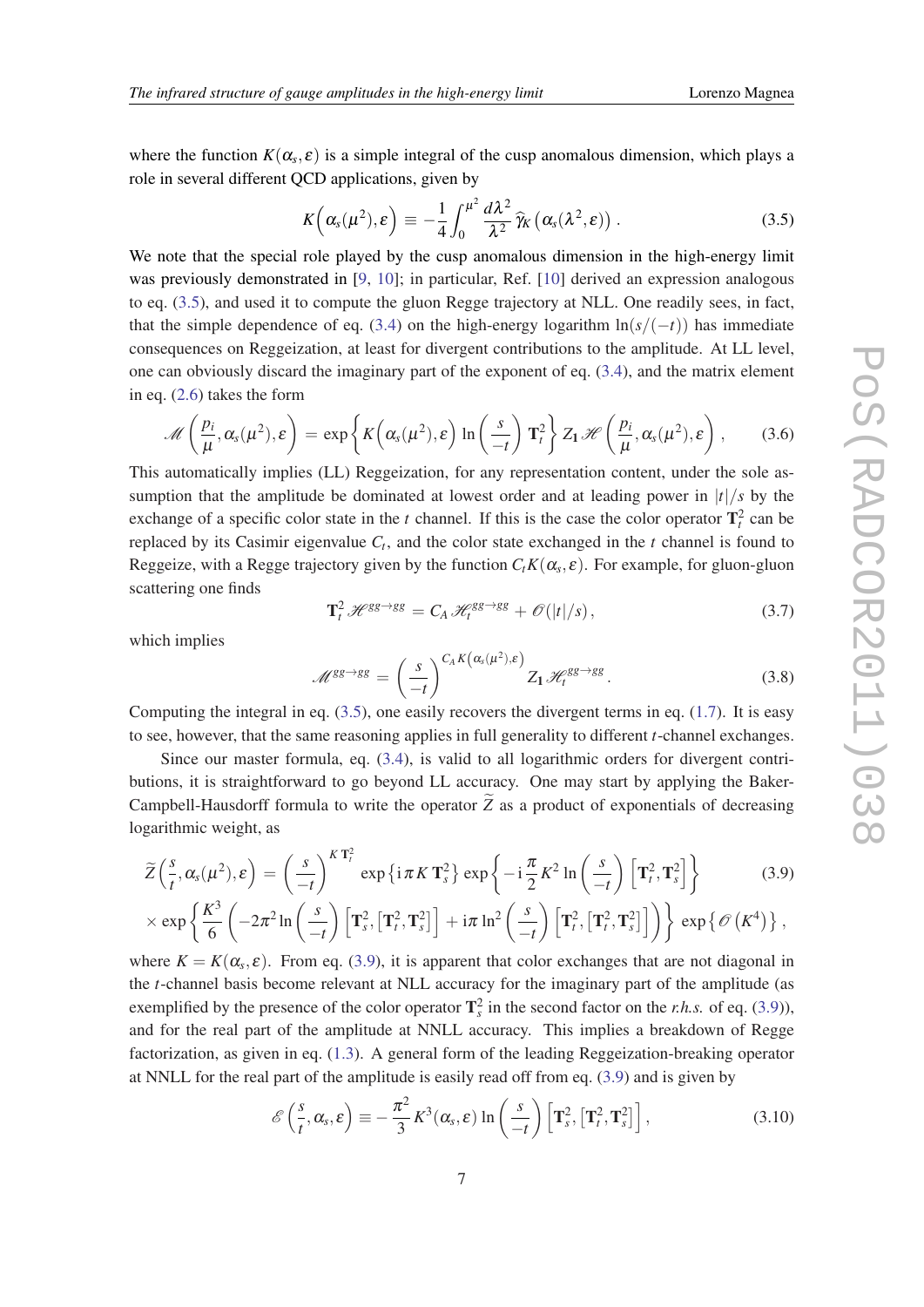where the function $K(\alpha_s, \epsilon)$ is a simple integral of the cusp anomalous dimension, which plays a role in several different QCD applications, given by

$$K\Big(\alpha_s(\mu^2), \epsilon\Big) \equiv -\frac{1}{4}\int_0^{\mu^2} \frac{d\lambda^2}{\lambda^2}\, \widehat{\gamma}_K\left(\alpha_s(\lambda^2, \epsilon)\right). \tag{3.5}$$

We note that the special role played by the cusp anomalous dimension in the high-energy limit was previously demonstrated in [9, 10]; in particular, Ref. [10] derived an expression analogous to eq. (3.5), and used it to compute the gluon Regge trajectory at NLL. One readily sees, in fact, that the simple dependence of eq. (3.4) on the high-energy logarithm $\ln(s/(-t))$ has immediate consequences on Reggeization, at least for divergent contributions to the amplitude. At LL level, one can obviously discard the imaginary part of the exponent of eq. (3.4), and the matrix element in eq. (2.6) takes the form

$$\mathscr{M}\left(\frac{p_i}{\mu}, \alpha_s(\mu^2), \epsilon\right) = \exp\left\{K\Big(\alpha_s(\mu^2), \epsilon\Big)\, \ln\left(\frac{s}{-t}\right)\mathbf{T}_t^2\right\} Z_\mathbf{1}\, \mathscr{H}\left(\frac{p_i}{\mu}, \alpha_s(\mu^2), \epsilon\right), \tag{3.6}$$

This automatically implies (LL) Reggeization, for any representation content, under the sole assumption that the amplitude be dominated at lowest order and at leading power in $|t|/s$ by the exchange of a specific color state in the $t$ channel. If this is the case the color operator $\mathbf{T}_t^2$ can be replaced by its Casimir eigenvalue $C_t$, and the color state exchanged in the $t$ channel is found to Reggeize, with a Regge trajectory given by the function $C_t K(\alpha_s, \epsilon)$. For example, for gluon-gluon scattering one finds

$$\mathbf{T}_t^2\, \mathscr{H}^{gg\to gg} = C_A\, \mathscr{H}_t^{gg\to gg} + \mathscr{O}(|t|/s), \tag{3.7}$$

which implies

$$\mathscr{M}^{gg\to gg} = \left(\frac{s}{-t}\right)^{C_A K\left(\alpha_s(\mu^2), \epsilon\right)} Z_\mathbf{1}\, \mathscr{H}_t^{gg\to gg}. \tag{3.8}$$

Computing the integral in eq. (3.5), one easily recovers the divergent terms in eq. (1.7). It is easy to see, however, that the same reasoning applies in full generality to different $t$-channel exchanges.

Since our master formula, eq. (3.4), is valid to all logarithmic orders for divergent contributions, it is straightforward to go beyond LL accuracy. One may start by applying the Baker-Campbell-Hausdorff formula to write the operator $\widetilde{Z}$ as a product of exponentials of decreasing logarithmic weight, as

$$\begin{aligned}\widetilde{Z}\left(\frac{s}{t}, \alpha_s(\mu^2), \epsilon\right) &= \left(\frac{s}{-t}\right)^{K\,\mathbf{T}_t^2} \exp\left\{\mathrm{i}\,\pi\, K\, \mathbf{T}_s^2\right\} \exp\left\{-\mathrm{i}\,\frac{\pi}{2} K^2 \ln\left(\frac{s}{-t}\right)\left[\mathbf{T}_t^2, \mathbf{T}_s^2\right]\right\} \\ &\times \exp\left\{\frac{K^3}{6}\left(-2\pi^2 \ln\left(\frac{s}{-t}\right)\left[\mathbf{T}_s^2, [\mathbf{T}_t^2, \mathbf{T}_s^2]\right] + \mathrm{i}\pi \ln^2\left(\frac{s}{-t}\right)\left[\mathbf{T}_t^2, [\mathbf{T}_t^2, \mathbf{T}_s^2]\right]\right)\right\} \exp\left\{\mathscr{O}\left(K^4\right)\right\},\end{aligned} \tag{3.9}$$

where $K = K(\alpha_s, \epsilon)$. From eq. (3.9), it is apparent that color exchanges that are not diagonal in the $t$-channel basis become relevant at NLL accuracy for the imaginary part of the amplitude (as exemplified by the presence of the color operator $\mathbf{T}_s^2$ in the second factor on the *r.h.s.* of eq. (3.9)), and for the real part of the amplitude at NNLL accuracy. This implies a breakdown of Regge factorization, as given in eq. (1.3). A general form of the leading Reggeization-breaking operator at NNLL for the real part of the amplitude is easily read off from eq. (3.9) and is given by

$$\mathscr{E}\left(\frac{s}{t}, \alpha_s, \epsilon\right) \equiv -\frac{\pi^2}{3} K^3(\alpha_s, \epsilon)\, \ln\left(\frac{s}{-t}\right)\left[\mathbf{T}_s^2, [\mathbf{T}_t^2, \mathbf{T}_s^2]\right], \tag{3.10}$$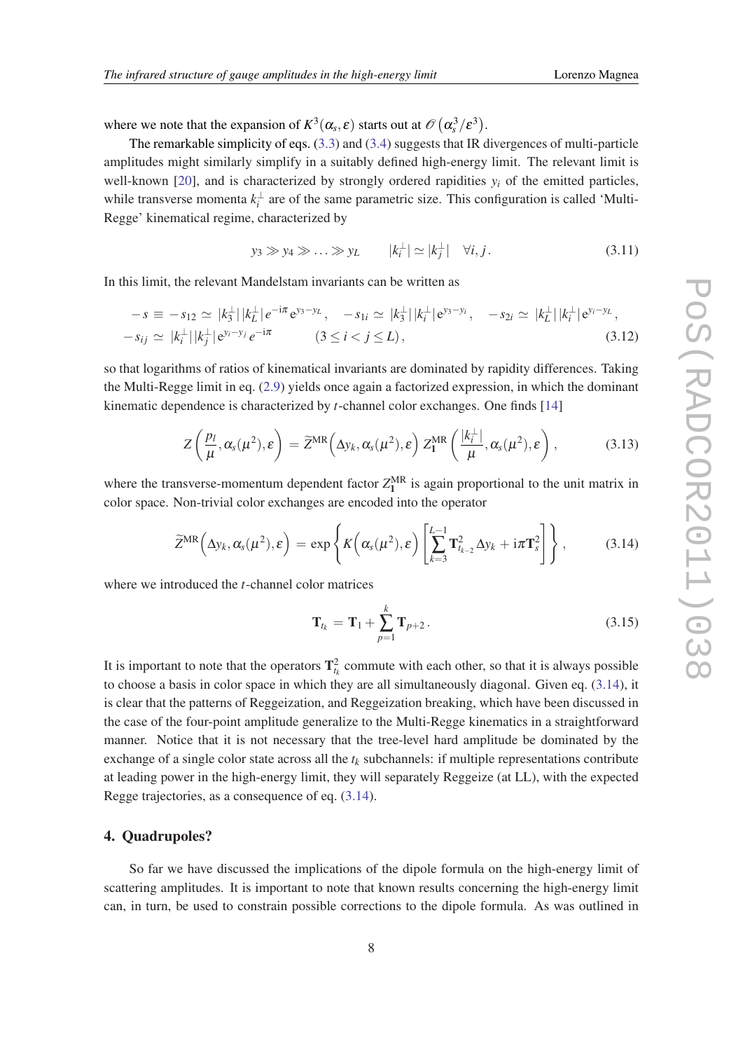where we note that the expansion of $K^3(\alpha_s, \epsilon)$ starts out at $\mathcal{O}\left(\alpha_s^3/\epsilon^3\right)$.

The remarkable simplicity of eqs. (3.3) and (3.4) suggests that IR divergences of multi-particle amplitudes might similarly simplify in a suitably defined high-energy limit. The relevant limit is well-known [20], and is characterized by strongly ordered rapidities $y_i$ of the emitted particles, while transverse momenta $k_i^\perp$ are of the same parametric size. This configuration is called 'Multi-Regge' kinematical regime, characterized by

$$y_3 \gg y_4 \gg \ldots \gg y_L \qquad |k_i^\perp| \simeq |k_j^\perp| \quad \forall i, j\,. \tag{3.11}$$

In this limit, the relevant Mandelstam invariants can be written as

$$\begin{aligned}
&-s \equiv -s_{12} \simeq |k_3^\perp|\,|k_L^\perp|\, e^{-{\rm i}\pi}\, {\rm e}^{y_3 - y_L}\,, \quad -s_{1i} \simeq |k_3^\perp|\,|k_i^\perp|\, {\rm e}^{y_3 - y_i}\,, \quad -s_{2i} \simeq |k_L^\perp|\,|k_i^\perp|\, {\rm e}^{y_i - y_L}\,, \\
&-s_{ij} \simeq |k_i^\perp|\,|k_j^\perp|\, {\rm e}^{y_i - y_j}\, e^{-{\rm i}\pi} \qquad\qquad (3 \leq i < j \leq L)\,,
\end{aligned} \tag{3.12}$$

so that logarithms of ratios of kinematical invariants are dominated by rapidity differences. Taking the Multi-Regge limit in eq. (2.9) yields once again a factorized expression, in which the dominant kinematic dependence is characterized by $t$-channel color exchanges. One finds [14]

$$Z\left(\frac{p_l}{\mu}, \alpha_s(\mu^2), \epsilon\right) = \widetilde{Z}^{\rm MR}\Big(\Delta y_k, \alpha_s(\mu^2), \epsilon\Big)\, Z_{\mathbf{1}}^{\rm MR}\left(\frac{|k_i^\perp|}{\mu}, \alpha_s(\mu^2), \epsilon\right)\,, \tag{3.13}$$

where the transverse-momentum dependent factor $Z_{\mathbf{1}}^{\rm MR}$ is again proportional to the unit matrix in color space. Non-trivial color exchanges are encoded into the operator

$$\widetilde{Z}^{\rm MR}\Big(\Delta y_k, \alpha_s(\mu^2), \epsilon\Big) = \exp\left\{K\Big(\alpha_s(\mu^2), \epsilon\Big)\left[\sum_{k=3}^{L-1} \mathbf{T}_{t_{k-2}}^2\, \Delta y_k + {\rm i}\pi \mathbf{T}_s^2\right]\right\}\,, \tag{3.14}$$

where we introduced the $t$-channel color matrices

$$\mathbf{T}_{t_k} = \mathbf{T}_1 + \sum_{p=1}^{k} \mathbf{T}_{p+2}\,. \tag{3.15}$$

It is important to note that the operators $\mathbf{T}_{t_k}^2$ commute with each other, so that it is always possible to choose a basis in color space in which they are all simultaneously diagonal. Given eq. (3.14), it is clear that the patterns of Reggeization, and Reggeization breaking, which have been discussed in the case of the four-point amplitude generalize to the Multi-Regge kinematics in a straightforward manner. Notice that it is not necessary that the tree-level hard amplitude be dominated by the exchange of a single color state across all the $t_k$ subchannels: if multiple representations contribute at leading power in the high-energy limit, they will separately Reggeize (at LL), with the expected Regge trajectories, as a consequence of eq. (3.14).

## 4. Quadrupoles?

So far we have discussed the implications of the dipole formula on the high-energy limit of scattering amplitudes. It is important to note that known results concerning the high-energy limit can, in turn, be used to constrain possible corrections to the dipole formula. As was outlined in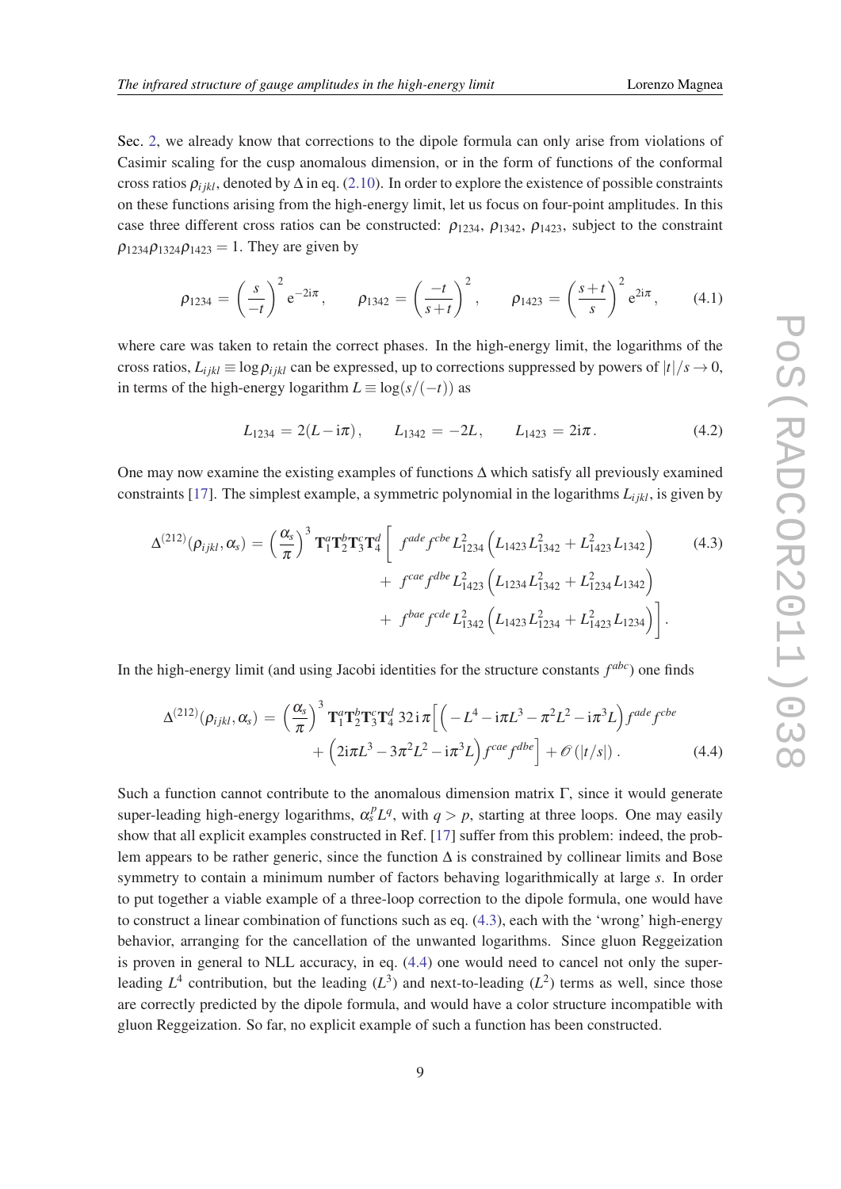Sec. 2, we already know that corrections to the dipole formula can only arise from violations of Casimir scaling for the cusp anomalous dimension, or in the form of functions of the conformal cross ratios $\rho_{ijkl}$, denoted by $\Delta$ in eq. (2.10). In order to explore the existence of possible constraints on these functions arising from the high-energy limit, let us focus on four-point amplitudes. In this case three different cross ratios can be constructed: $\rho_{1234}$, $\rho_{1342}$, $\rho_{1423}$, subject to the constraint $\rho_{1234}\rho_{1324}\rho_{1423} = 1$. They are given by

$$
\rho_{1234} = \left(\frac{s}{-t}\right)^2 \mathrm{e}^{-2\mathrm{i}\pi}, \qquad \rho_{1342} = \left(\frac{-t}{s+t}\right)^2, \qquad \rho_{1423} = \left(\frac{s+t}{s}\right)^2 \mathrm{e}^{2\mathrm{i}\pi}, \tag{4.1}
$$

where care was taken to retain the correct phases. In the high-energy limit, the logarithms of the cross ratios, $L_{ijkl} \equiv \log \rho_{ijkl}$ can be expressed, up to corrections suppressed by powers of $|t|/s \to 0$, in terms of the high-energy logarithm $L \equiv \log(s/(-t))$ as

$$
L_{1234} = 2(L - \mathrm{i}\pi), \qquad L_{1342} = -2L, \qquad L_{1423} = 2\mathrm{i}\pi. \tag{4.2}
$$

One may now examine the existing examples of functions $\Delta$ which satisfy all previously examined constraints [17]. The simplest example, a symmetric polynomial in the logarithms $L_{ijkl}$, is given by

$$
\begin{aligned}
\Delta^{(212)}(\rho_{ijkl}, \alpha_s) = \left(\frac{\alpha_s}{\pi}\right)^3 \mathbf{T}_1^a \mathbf{T}_2^b \mathbf{T}_3^c \mathbf{T}_4^d \bigg[ \; & f^{ade} f^{cbe} L_{1234}^2 \left( L_{1423} L_{1342}^2 + L_{1423}^2 L_{1342} \right) \\
+ \; & f^{cae} f^{dbe} L_{1423}^2 \left( L_{1234} L_{1342}^2 + L_{1234}^2 L_{1342} \right) \\
+ \; & f^{bae} f^{cde} L_{1342}^2 \left( L_{1423} L_{1234}^2 + L_{1423}^2 L_{1234} \right) \bigg].
\end{aligned} \tag{4.3}
$$

In the high-energy limit (and using Jacobi identities for the structure constants $f^{abc}$) one finds

$$
\begin{aligned}
\Delta^{(212)}(\rho_{ijkl}, \alpha_s) = \left(\frac{\alpha_s}{\pi}\right)^3 \mathbf{T}_1^a \mathbf{T}_2^b \mathbf{T}_3^c \mathbf{T}_4^d \, 32\,\mathrm{i}\,\pi \Big[ & \left( -L^4 - \mathrm{i}\pi L^3 - \pi^2 L^2 - \mathrm{i}\pi^3 L \right) f^{ade} f^{cbe} \\
& + \left( 2\mathrm{i}\pi L^3 - 3\pi^2 L^2 - \mathrm{i}\pi^3 L \right) f^{cae} f^{dbe} \Big] + \mathscr{O}\left(|t/s|\right).
\end{aligned} \tag{4.4}
$$

Such a function cannot contribute to the anomalous dimension matrix $\Gamma$, since it would generate super-leading high-energy logarithms, $\alpha_s^p L^q$, with $q > p$, starting at three loops. One may easily show that all explicit examples constructed in Ref. [17] suffer from this problem: indeed, the problem appears to be rather generic, since the function $\Delta$ is constrained by collinear limits and Bose symmetry to contain a minimum number of factors behaving logarithmically at large $s$. In order to put together a viable example of a three-loop correction to the dipole formula, one would have to construct a linear combination of functions such as eq. (4.3), each with the 'wrong' high-energy behavior, arranging for the cancellation of the unwanted logarithms. Since gluon Reggeization is proven in general to NLL accuracy, in eq. (4.4) one would need to cancel not only the super-leading $L^4$ contribution, but the leading ($L^3$) and next-to-leading ($L^2$) terms as well, since those are correctly predicted by the dipole formula, and would have a color structure incompatible with gluon Reggeization. So far, no explicit example of such a function has been constructed.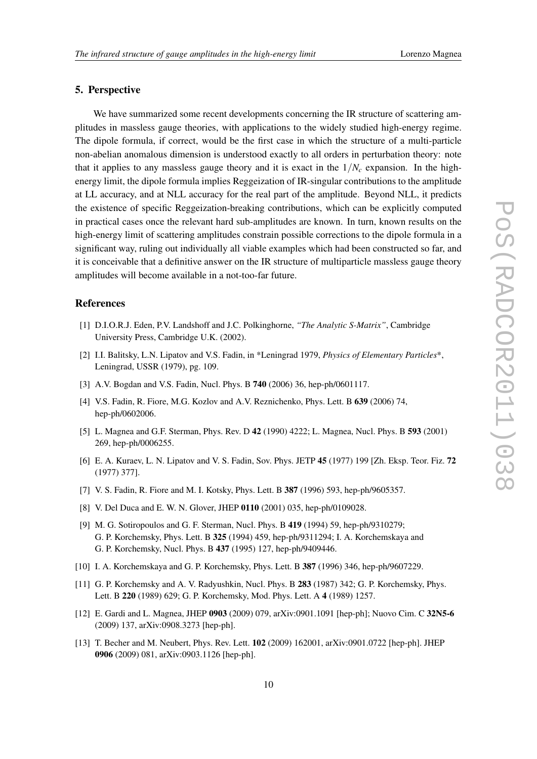## 5. Perspective

We have summarized some recent developments concerning the IR structure of scattering amplitudes in massless gauge theories, with applications to the widely studied high-energy regime. The dipole formula, if correct, would be the first case in which the structure of a multi-particle non-abelian anomalous dimension is understood exactly to all orders in perturbation theory: note that it applies to any massless gauge theory and it is exact in the $1/N_c$ expansion. In the high-energy limit, the dipole formula implies Reggeization of IR-singular contributions to the amplitude at LL accuracy, and at NLL accuracy for the real part of the amplitude. Beyond NLL, it predicts the existence of specific Reggeization-breaking contributions, which can be explicitly computed in practical cases once the relevant hard sub-amplitudes are known. In turn, known results on the high-energy limit of scattering amplitudes constrain possible corrections to the dipole formula in a significant way, ruling out individually all viable examples which had been constructed so far, and it is conceivable that a definitive answer on the IR structure of multiparticle massless gauge theory amplitudes will become available in a not-too-far future.

## References

[1] D.I.O.R.J. Eden, P.V. Landshoff and J.C. Polkinghorne, *"The Analytic S-Matrix"*, Cambridge University Press, Cambridge U.K. (2002).

[2] I.I. Balitsky, L.N. Lipatov and V.S. Fadin, in *Leningrad 1979, *Physics of Elementary Particles**, Leningrad, USSR (1979), pg. 109.

[3] A.V. Bogdan and V.S. Fadin, Nucl. Phys. B **740** (2006) 36, hep-ph/0601117.

[4] V.S. Fadin, R. Fiore, M.G. Kozlov and A.V. Reznichenko, Phys. Lett. B **639** (2006) 74, hep-ph/0602006.

[5] L. Magnea and G.F. Sterman, Phys. Rev. D **42** (1990) 4222; L. Magnea, Nucl. Phys. B **593** (2001) 269, hep-ph/0006255.

[6] E. A. Kuraev, L. N. Lipatov and V. S. Fadin, Sov. Phys. JETP **45** (1977) 199 [Zh. Eksp. Teor. Fiz. **72** (1977) 377].

[7] V. S. Fadin, R. Fiore and M. I. Kotsky, Phys. Lett. B **387** (1996) 593, hep-ph/9605357.

[8] V. Del Duca and E. W. N. Glover, JHEP **0110** (2001) 035, hep-ph/0109028.

[9] M. G. Sotiropoulos and G. F. Sterman, Nucl. Phys. B **419** (1994) 59, hep-ph/9310279; G. P. Korchemsky, Phys. Lett. B **325** (1994) 459, hep-ph/9311294; I. A. Korchemskaya and G. P. Korchemsky, Nucl. Phys. B **437** (1995) 127, hep-ph/9409446.

[10] I. A. Korchemskaya and G. P. Korchemsky, Phys. Lett. B **387** (1996) 346, hep-ph/9607229.

[11] G. P. Korchemsky and A. V. Radyushkin, Nucl. Phys. B **283** (1987) 342; G. P. Korchemsky, Phys. Lett. B **220** (1989) 629; G. P. Korchemsky, Mod. Phys. Lett. A **4** (1989) 1257.

[12] E. Gardi and L. Magnea, JHEP **0903** (2009) 079, arXiv:0901.1091 [hep-ph]; Nuovo Cim. C **32N5-6** (2009) 137, arXiv:0908.3273 [hep-ph].

[13] T. Becher and M. Neubert, Phys. Rev. Lett. **102** (2009) 162001, arXiv:0901.0722 [hep-ph]. JHEP **0906** (2009) 081, arXiv:0903.1126 [hep-ph].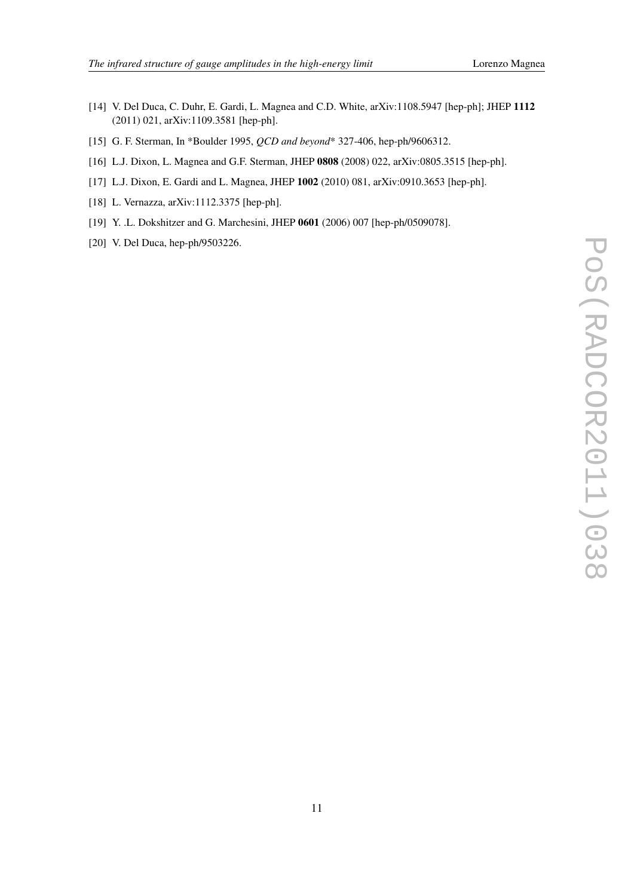[14] V. Del Duca, C. Duhr, E. Gardi, L. Magnea and C.D. White, arXiv:1108.5947 [hep-ph]; JHEP **1112** (2011) 021, arXiv:1109.3581 [hep-ph].

[15] G. F. Sterman, In *Boulder 1995, *QCD and beyond** 327-406, hep-ph/9606312.

[16] L.J. Dixon, L. Magnea and G.F. Sterman, JHEP **0808** (2008) 022, arXiv:0805.3515 [hep-ph].

[17] L.J. Dixon, E. Gardi and L. Magnea, JHEP **1002** (2010) 081, arXiv:0910.3653 [hep-ph].

[18] L. Vernazza, arXiv:1112.3375 [hep-ph].

[19] Y. .L. Dokshitzer and G. Marchesini, JHEP **0601** (2006) 007 [hep-ph/0509078].

[20] V. Del Duca, hep-ph/9503226.